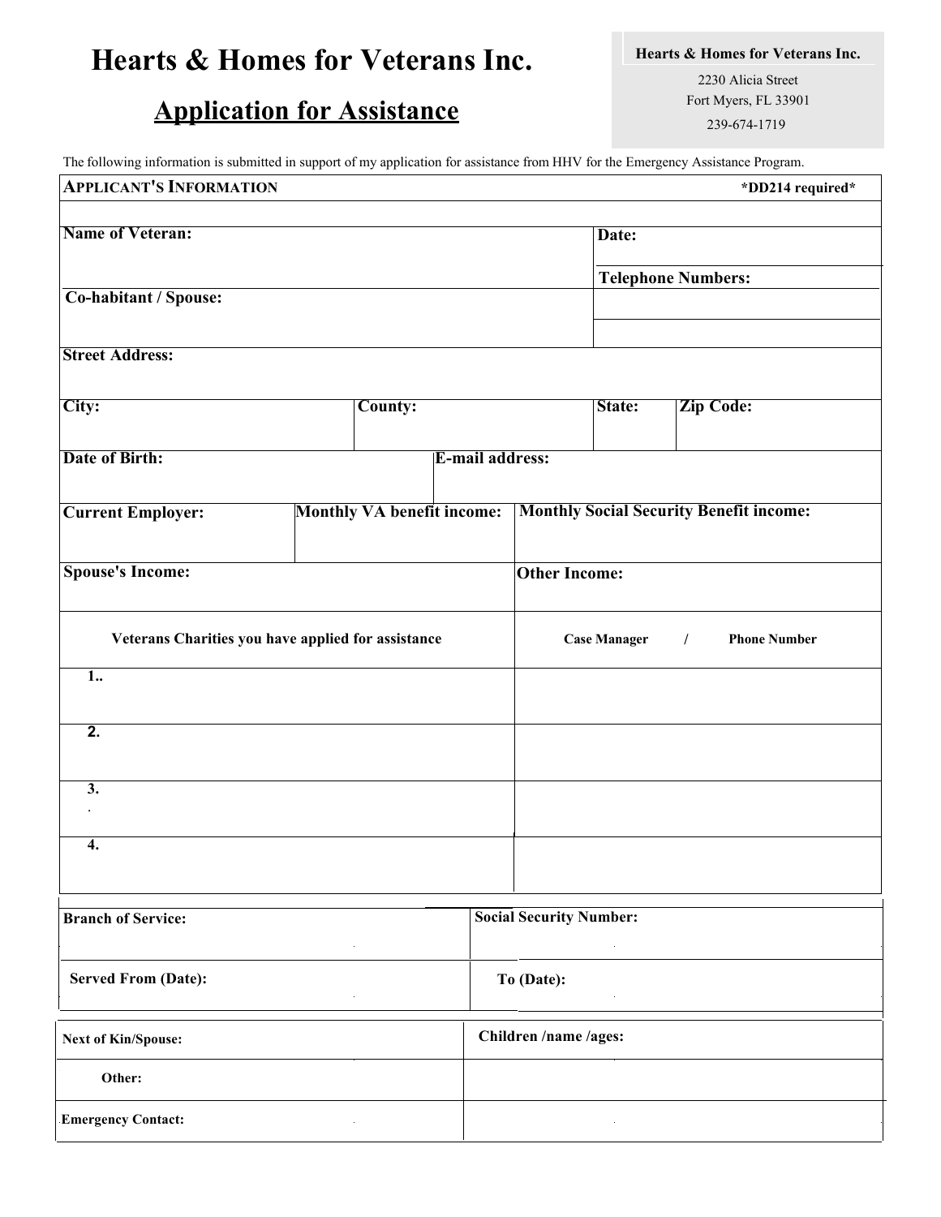# Hearts & Homes for Veterans Inc.

## Application for Assistance

**Hearts & Homes for Veterans Inc.**
2230 Alicia Street
Fort Myers, FL 33901
239-674-1719

The following information is submitted in support of my application for assistance from HHV for the Emergency Assistance Program.

| **APPLICANT'S INFORMATION** | | | **\*DD214 required\*** |
|---|---|---|---|
| **Name of Veteran:** | | **Date:** | |
| | | **Telephone Numbers:** | |
| **Co-habitant / Spouse:** | | | |
| **Street Address:** | | | |
| **City:** | **County:** | **State:** | **Zip Code:** |
| **Date of Birth:** | | **E-mail address:** | |
| **Current Employer:** | **Monthly VA benefit income:** | **Monthly Social Security Benefit income:** | |
| **Spouse's Income:** | | **Other Income:** | |

| **Veterans Charities you have applied for assistance** | **Case Manager / Phone Number** |
|---|---|
| 1.. | |
| 2. | |
| 3. | |
| 4. | |

| **Branch of Service:** | **Social Security Number:** |
|---|---|
| **Served From (Date):** | **To (Date):** |

| **Next of Kin/Spouse:** | **Children /name /ages:** |
|---|---|
| **Other:** | |
| **Emergency Contact:** | |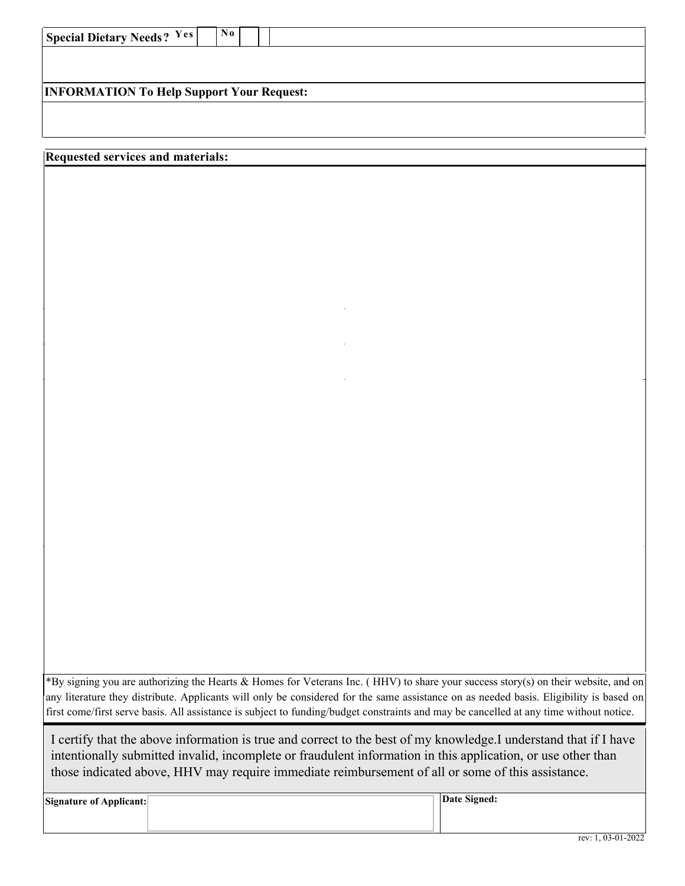| Special Dietary Needs? Yes | | No | | |
|---|---|---|---|---|
| | | | | |

**INFORMATION To Help Support Your Request:**

**Requested services and materials:**

*By signing you are authorizing the Hearts & Homes for Veterans Inc. ( HHV) to share your success story(s) on their website, and on any literature they distribute. Applicants will only be considered for the same assistance on as needed basis. Eligibility is based on first come/first serve basis. All assistance is subject to funding/budget constraints and may be cancelled at any time without notice.

I certify that the above information is true and correct to the best of my knowledge.I understand that if I have intentionally submitted invalid, incomplete or fraudulent information in this application, or use other than those indicated above, HHV may require immediate reimbursement of all or some of this assistance.

| Signature of Applicant: | | Date Signed: |
|---|---|---|

rev: 1, 03-01-2022